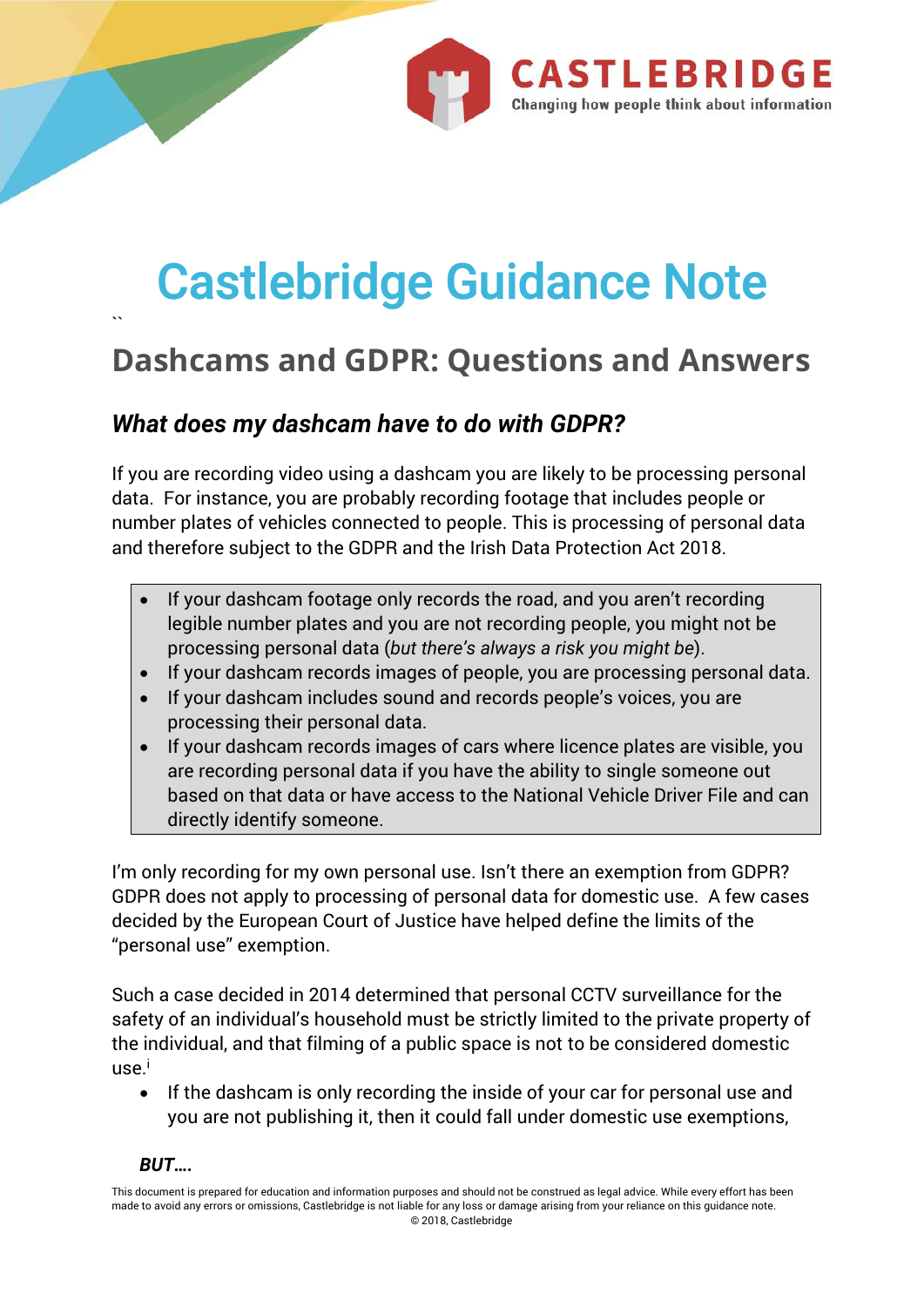# Castlebridge Guidance Note

## Dashcams and GDPR: Questions and Answers

### *What does my dashcam have to do with GDPR?*

If you are recording video using a dashcam you are likely to be processing personal data. For instance, you are probably recording footage that includes people or number plates of vehicles connected to people. This is processing of personal data and therefore subject to the GDPR and the Irish Data Protection Act 2018.

- If your dashcam footage only records the road, and you aren't recording legible number plates and you are not recording people, you might not be processing personal data (*but there's always a risk you might be*).
- If your dashcam records images of people, you are processing personal data.
- If your dashcam includes sound and records people's voices, you are processing their personal data.
- If your dashcam records images of cars where licence plates are visible, you are recording personal data if you have the ability to single someone out based on that data or have access to the National Vehicle Driver File and can directly identify someone.

I'm only recording for my own personal use. Isn't there an exemption from GDPR? GDPR does not apply to processing of personal data for domestic use. A few cases decided by the European Court of Justice have helped define the limits of the "personal use" exemption.

Such a case decided in 2014 determined that personal CCTV surveillance for the safety of an individual's household must be strictly limited to the private property of the individual, and that filming of a public space is not to be considered domestic use.[i]

- If the dashcam is only recording the inside of your car for personal use and you are not publishing it, then it could fall under domestic use exemptions,

***BUT….***

This document is prepared for education and information purposes and should not be construed as legal advice. While every effort has been made to avoid any errors or omissions, Castlebridge is not liable for any loss or damage arising from your reliance on this guidance note.
© 2018, Castlebridge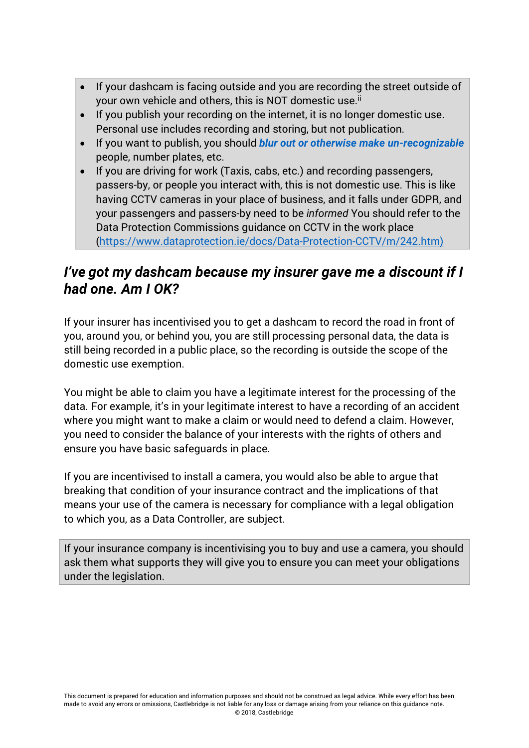- If your dashcam is facing outside and you are recording the street outside of your own vehicle and others, this is NOT domestic use.[ii]
- If you publish your recording on the internet, it is no longer domestic use. Personal use includes recording and storing, but not publication.
- If you want to publish, you should ***blur out or otherwise make un-recognizable*** people, number plates, etc.
- If you are driving for work (Taxis, cabs, etc.) and recording passengers, passers-by, or people you interact with, this is not domestic use. This is like having CCTV cameras in your place of business, and it falls under GDPR, and your passengers and passers-by need to be *informed* You should refer to the Data Protection Commissions guidance on CCTV in the work place (https://www.dataprotection.ie/docs/Data-Protection-CCTV/m/242.htm)

## *I've got my dashcam because my insurer gave me a discount if I had one. Am I OK?*

If your insurer has incentivised you to get a dashcam to record the road in front of you, around you, or behind you, you are still processing personal data, the data is still being recorded in a public place, so the recording is outside the scope of the domestic use exemption.

You might be able to claim you have a legitimate interest for the processing of the data. For example, it's in your legitimate interest to have a recording of an accident where you might want to make a claim or would need to defend a claim. However, you need to consider the balance of your interests with the rights of others and ensure you have basic safeguards in place.

If you are incentivised to install a camera, you would also be able to argue that breaking that condition of your insurance contract and the implications of that means your use of the camera is necessary for compliance with a legal obligation to which you, as a Data Controller, are subject.

If your insurance company is incentivising you to buy and use a camera, you should ask them what supports they will give you to ensure you can meet your obligations under the legislation.

This document is prepared for education and information purposes and should not be construed as legal advice. While every effort has been made to avoid any errors or omissions, Castlebridge is not liable for any loss or damage arising from your reliance on this guidance note.
© 2018, Castlebridge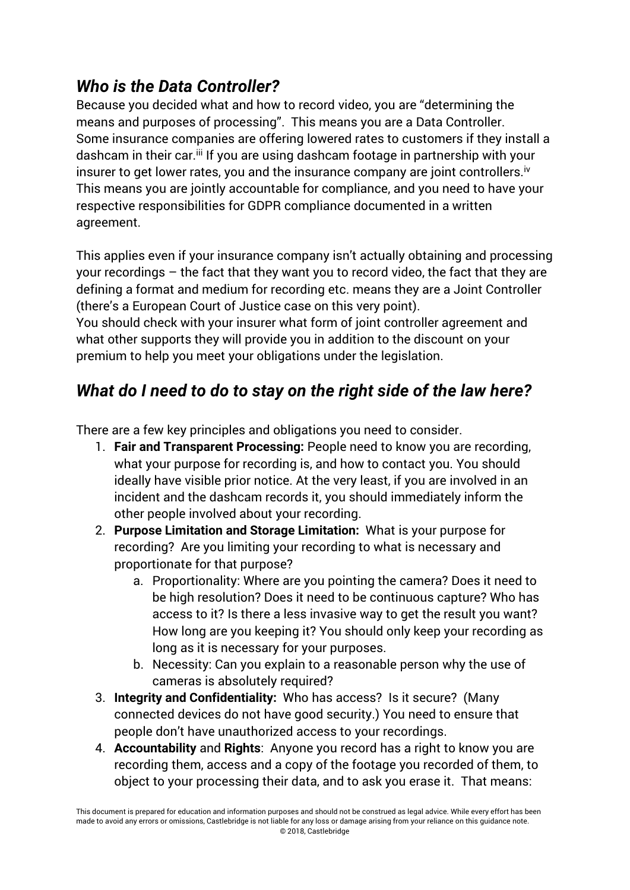## *Who is the Data Controller?*

Because you decided what and how to record video, you are "determining the means and purposes of processing". This means you are a Data Controller. Some insurance companies are offering lowered rates to customers if they install a dashcam in their car.[iii] If you are using dashcam footage in partnership with your insurer to get lower rates, you and the insurance company are joint controllers.[iv] This means you are jointly accountable for compliance, and you need to have your respective responsibilities for GDPR compliance documented in a written agreement.

This applies even if your insurance company isn't actually obtaining and processing your recordings – the fact that they want you to record video, the fact that they are defining a format and medium for recording etc. means they are a Joint Controller (there's a European Court of Justice case on this very point).
You should check with your insurer what form of joint controller agreement and what other supports they will provide you in addition to the discount on your premium to help you meet your obligations under the legislation.

## *What do I need to do to stay on the right side of the law here?*

There are a few key principles and obligations you need to consider.

1. **Fair and Transparent Processing:** People need to know you are recording, what your purpose for recording is, and how to contact you. You should ideally have visible prior notice. At the very least, if you are involved in an incident and the dashcam records it, you should immediately inform the other people involved about your recording.
2. **Purpose Limitation and Storage Limitation:** What is your purpose for recording? Are you limiting your recording to what is necessary and proportionate for that purpose?
   a. Proportionality: Where are you pointing the camera? Does it need to be high resolution? Does it need to be continuous capture? Who has access to it? Is there a less invasive way to get the result you want? How long are you keeping it? You should only keep your recording as long as it is necessary for your purposes.
   b. Necessity: Can you explain to a reasonable person why the use of cameras is absolutely required?
3. **Integrity and Confidentiality:** Who has access? Is it secure? (Many connected devices do not have good security.) You need to ensure that people don't have unauthorized access to your recordings.
4. **Accountability** and **Rights**: Anyone you record has a right to know you are recording them, access and a copy of the footage you recorded of them, to object to your processing their data, and to ask you erase it. That means:

This document is prepared for education and information purposes and should not be construed as legal advice. While every effort has been made to avoid any errors or omissions, Castlebridge is not liable for any loss or damage arising from your reliance on this guidance note.
© 2018, Castlebridge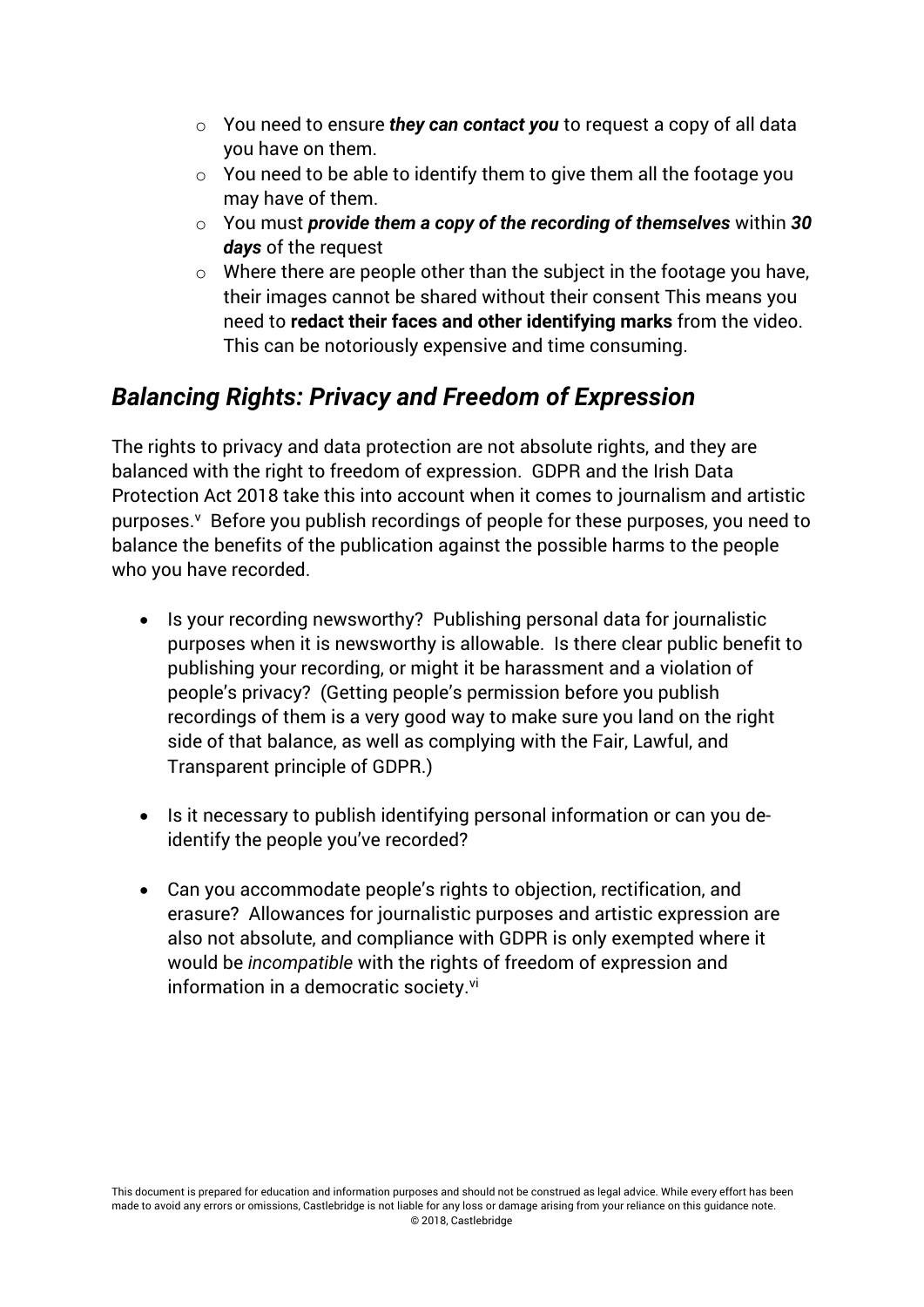- You need to ensure ***they can contact you*** to request a copy of all data you have on them.
- You need to be able to identify them to give them all the footage you may have of them.
- You must ***provide them a copy of the recording of themselves*** within ***30 days*** of the request
- Where there are people other than the subject in the footage you have, their images cannot be shared without their consent This means you need to **redact their faces and other identifying marks** from the video. This can be notoriously expensive and time consuming.

## *Balancing Rights: Privacy and Freedom of Expression*

The rights to privacy and data protection are not absolute rights, and they are balanced with the right to freedom of expression. GDPR and the Irish Data Protection Act 2018 take this into account when it comes to journalism and artistic purposes.[v] Before you publish recordings of people for these purposes, you need to balance the benefits of the publication against the possible harms to the people who you have recorded.

- Is your recording newsworthy? Publishing personal data for journalistic purposes when it is newsworthy is allowable. Is there clear public benefit to publishing your recording, or might it be harassment and a violation of people's privacy? (Getting people's permission before you publish recordings of them is a very good way to make sure you land on the right side of that balance, as well as complying with the Fair, Lawful, and Transparent principle of GDPR.)

- Is it necessary to publish identifying personal information or can you de-identify the people you've recorded?

- Can you accommodate people's rights to objection, rectification, and erasure? Allowances for journalistic purposes and artistic expression are also not absolute, and compliance with GDPR is only exempted where it would be *incompatible* with the rights of freedom of expression and information in a democratic society.[vi]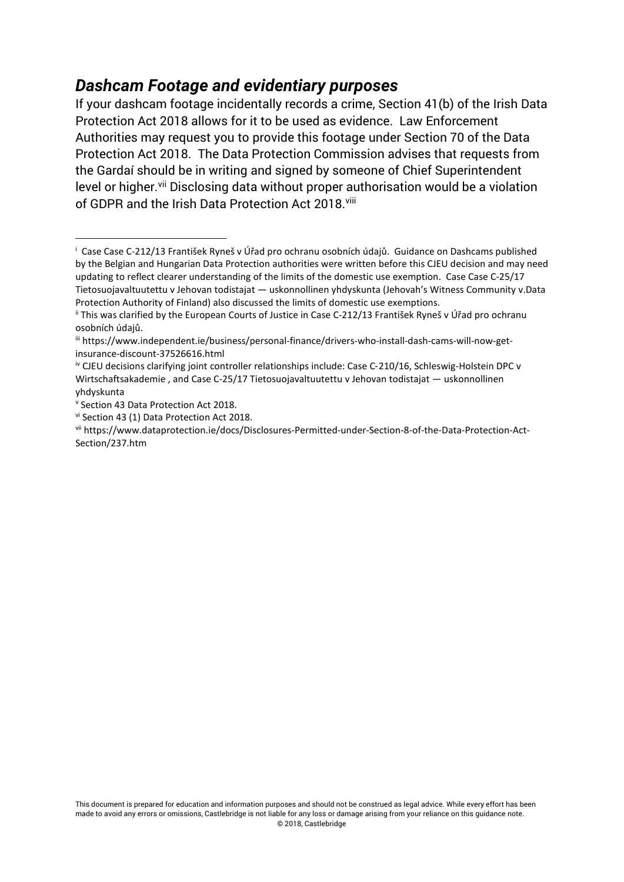## ***Dashcam Footage and evidentiary purposes***

If your dashcam footage incidentally records a crime, Section 41(b) of the Irish Data Protection Act 2018 allows for it to be used as evidence. Law Enforcement Authorities may request you to provide this footage under Section 70 of the Data Protection Act 2018. The Data Protection Commission advises that requests from the Gardaí should be in writing and signed by someone of Chief Superintendent level or higher.[vii] Disclosing data without proper authorisation would be a violation of GDPR and the Irish Data Protection Act 2018.[viii]

---

[i] Case Case C-212/13 František Ryneš v Úřad pro ochranu osobních údajů. Guidance on Dashcams published by the Belgian and Hungarian Data Protection authorities were written before this CJEU decision and may need updating to reflect clearer understanding of the limits of the domestic use exemption. Case Case C-25/17 Tietosuojavaltuutettu v Jehovan todistajat — uskonnollinen yhdyskunta (Jehovah's Witness Community v.Data Protection Authority of Finland) also discussed the limits of domestic use exemptions.

[ii] This was clarified by the European Courts of Justice in Case C-212/13 František Ryneš v Úřad pro ochranu osobních údajů.

[iii] https://www.independent.ie/business/personal-finance/drivers-who-install-dash-cams-will-now-get-insurance-discount-37526616.html

[iv] CJEU decisions clarifying joint controller relationships include: Case C-210/16, Schleswig-Holstein DPC v Wirtschaftsakademie , and Case C-25/17 Tietosuojavaltuutettu v Jehovan todistajat — uskonnollinen yhdyskunta

[v] Section 43 Data Protection Act 2018.

[vi] Section 43 (1) Data Protection Act 2018.

[vii] https://www.dataprotection.ie/docs/Disclosures-Permitted-under-Section-8-of-the-Data-Protection-Act-Section/237.htm

This document is prepared for education and information purposes and should not be construed as legal advice. While every effort has been made to avoid any errors or omissions, Castlebridge is not liable for any loss or damage arising from your reliance on this guidance note.
© 2018, Castlebridge